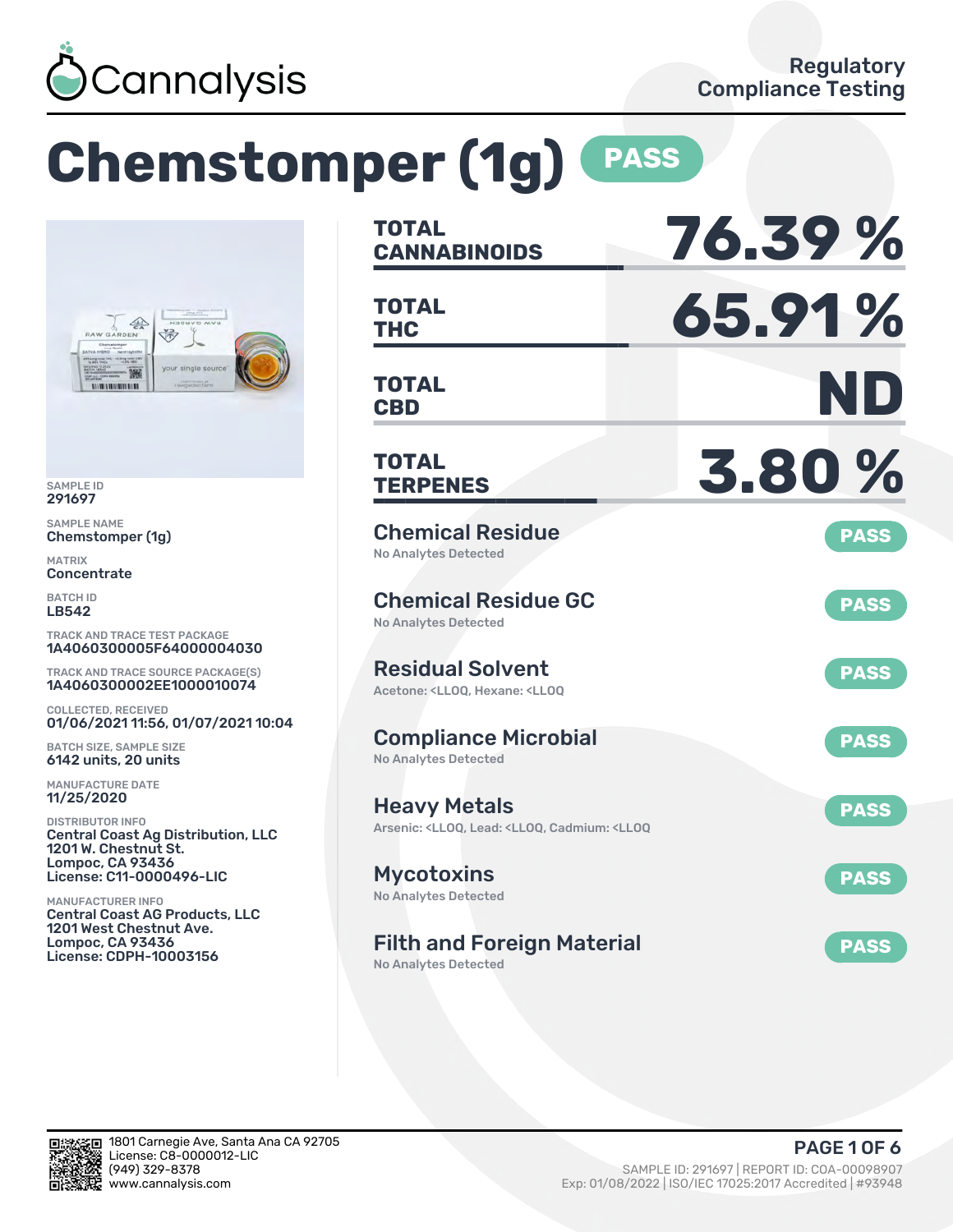Cannalysis

Regulatory Compliance Testing

# Chemstomper (1g) PASS

SAMPLE ID
291697

SAMPLE NAME
Chemstomper (1g)

MATRIX
Concentrate

BATCH ID
LB542

TRACK AND TRACE TEST PACKAGE
1A4060300005F64000004030

TRACK AND TRACE SOURCE PACKAGE(S)
1A4060300002EE1000010074

COLLECTED, RECEIVED
01/06/2021 11:56, 01/07/2021 10:04

BATCH SIZE, SAMPLE SIZE
6142 units, 20 units

MANUFACTURE DATE
11/25/2020

DISTRIBUTOR INFO
Central Coast Ag Distribution, LLC
1201 W. Chestnut St.
Lompoc, CA 93436
License: C11-0000496-LIC

MANUFACTURER INFO
Central Coast AG Products, LLC
1201 West Chestnut Ave.
Lompoc, CA 93436
License: CDPH-10003156

| | |
|---|---|
| **TOTAL CANNABINOIDS** | **76.39 %** |
| **TOTAL THC** | **65.91 %** |
| **TOTAL CBD** | **ND** |
| **TOTAL TERPENES** | **3.80 %** |

| Test | Result |
|---|---|
| **Chemical Residue** — No Analytes Detected | PASS |
| **Chemical Residue GC** — No Analytes Detected | PASS |
| **Residual Solvent** — Acetone: <LLOQ, Hexane: <LLOQ | PASS |
| **Compliance Microbial** — No Analytes Detected | PASS |
| **Heavy Metals** — Arsenic: <LLOQ, Lead: <LLOQ, Cadmium: <LLOQ | PASS |
| **Mycotoxins** — No Analytes Detected | PASS |
| **Filth and Foreign Material** — No Analytes Detected | PASS |

1801 Carnegie Ave, Santa Ana CA 92705
License: C8-0000012-LIC
(949) 329-8378
www.cannalysis.com

SAMPLE ID: 291697 | REPORT ID: COA-00098907
Exp: 01/08/2022 | ISO/IEC 17025:2017 Accredited | #93948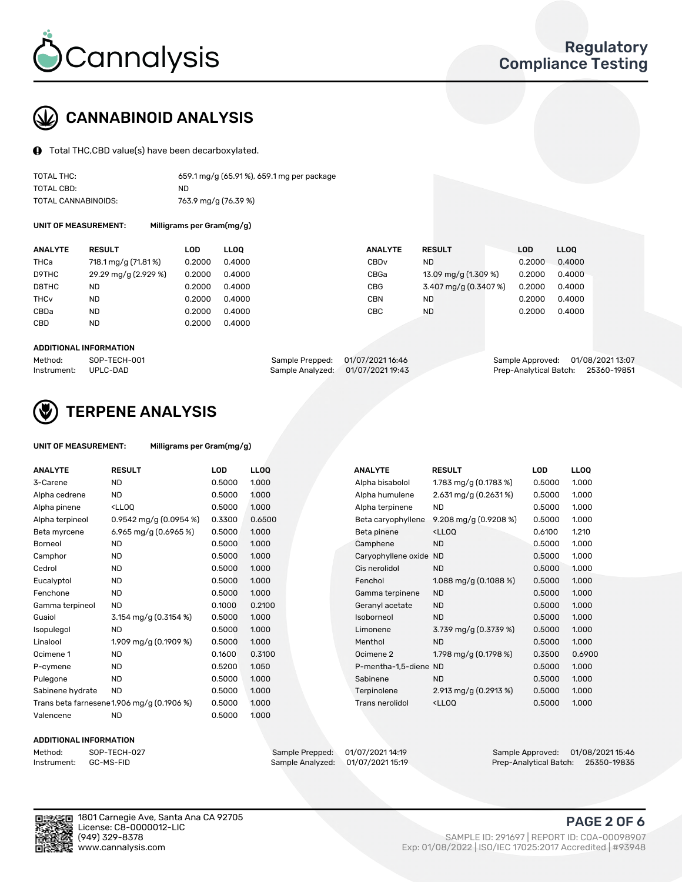# CANNABINOID ANALYSIS

Total THC,CBD value(s) have been decarboxylated.

| | |
|---|---|
| TOTAL THC: | 659.1 mg/g (65.91 %), 659.1 mg per package |
| TOTAL CBD: | ND |
| TOTAL CANNABINOIDS: | 763.9 mg/g (76.39 %) |

**UNIT OF MEASUREMENT:** Milligrams per Gram(mg/g)

| ANALYTE | RESULT | LOD | LLOQ |
|---|---|---|---|
| THCa | 718.1 mg/g (71.81 %) | 0.2000 | 0.4000 |
| D9THC | 29.29 mg/g (2.929 %) | 0.2000 | 0.4000 |
| D8THC | ND | 0.2000 | 0.4000 |
| THCv | ND | 0.2000 | 0.4000 |
| CBDa | ND | 0.2000 | 0.4000 |
| CBD | ND | 0.2000 | 0.4000 |
| CBDv | ND | 0.2000 | 0.4000 |
| CBGa | 13.09 mg/g (1.309 %) | 0.2000 | 0.4000 |
| CBG | 3.407 mg/g (0.3407 %) | 0.2000 | 0.4000 |
| CBN | ND | 0.2000 | 0.4000 |
| CBC | ND | 0.2000 | 0.4000 |

**ADDITIONAL INFORMATION**

| | | | | | |
|---|---|---|---|---|---|
| Method: | SOP-TECH-001 | Sample Prepped: | 01/07/2021 16:46 | Sample Approved: | 01/08/2021 13:07 |
| Instrument: | UPLC-DAD | Sample Analyzed: | 01/07/2021 19:43 | Prep-Analytical Batch: | 25360-19851 |

# TERPENE ANALYSIS

**UNIT OF MEASUREMENT:** Milligrams per Gram(mg/g)

| ANALYTE | RESULT | LOD | LLOQ |
|---|---|---|---|
| 3-Carene | ND | 0.5000 | 1.000 |
| Alpha cedrene | ND | 0.5000 | 1.000 |
| Alpha pinene | <LLOQ | 0.5000 | 1.000 |
| Alpha terpineol | 0.9542 mg/g (0.0954 %) | 0.3300 | 0.6500 |
| Beta myrcene | 6.965 mg/g (0.6965 %) | 0.5000 | 1.000 |
| Borneol | ND | 0.5000 | 1.000 |
| Camphor | ND | 0.5000 | 1.000 |
| Cedrol | ND | 0.5000 | 1.000 |
| Eucalyptol | ND | 0.5000 | 1.000 |
| Fenchone | ND | 0.5000 | 1.000 |
| Gamma terpineol | ND | 0.1000 | 0.2100 |
| Guaiol | 3.154 mg/g (0.3154 %) | 0.5000 | 1.000 |
| Isopulegol | ND | 0.5000 | 1.000 |
| Linalool | 1.909 mg/g (0.1909 %) | 0.5000 | 1.000 |
| Ocimene 1 | ND | 0.1600 | 0.3100 |
| P-cymene | ND | 0.5200 | 1.050 |
| Pulegone | ND | 0.5000 | 1.000 |
| Sabinene hydrate | ND | 0.5000 | 1.000 |
| Trans beta farnesene | 1.906 mg/g (0.1906 %) | 0.5000 | 1.000 |
| Valencene | ND | 0.5000 | 1.000 |
| Alpha bisabolol | 1.783 mg/g (0.1783 %) | 0.5000 | 1.000 |
| Alpha humulene | 2.631 mg/g (0.2631 %) | 0.5000 | 1.000 |
| Alpha terpinene | ND | 0.5000 | 1.000 |
| Beta caryophyllene | 9.208 mg/g (0.9208 %) | 0.5000 | 1.000 |
| Beta pinene | <LLOQ | 0.6100 | 1.210 |
| Camphene | ND | 0.5000 | 1.000 |
| Caryophyllene oxide | ND | 0.5000 | 1.000 |
| Cis nerolidol | ND | 0.5000 | 1.000 |
| Fenchol | 1.088 mg/g (0.1088 %) | 0.5000 | 1.000 |
| Gamma terpinene | ND | 0.5000 | 1.000 |
| Geranyl acetate | ND | 0.5000 | 1.000 |
| Isoborneol | ND | 0.5000 | 1.000 |
| Limonene | 3.739 mg/g (0.3739 %) | 0.5000 | 1.000 |
| Menthol | ND | 0.5000 | 1.000 |
| Ocimene 2 | 1.798 mg/g (0.1798 %) | 0.3500 | 0.6900 |
| P-mentha-1,5-diene | ND | 0.5000 | 1.000 |
| Sabinene | ND | 0.5000 | 1.000 |
| Terpinolene | 2.913 mg/g (0.2913 %) | 0.5000 | 1.000 |
| Trans nerolidol | <LLOQ | 0.5000 | 1.000 |

**ADDITIONAL INFORMATION**

| | | | | | |
|---|---|---|---|---|---|
| Method: | SOP-TECH-027 | Sample Prepped: | 01/07/2021 14:19 | Sample Approved: | 01/08/2021 15:46 |
| Instrument: | GC-MS-FID | Sample Analyzed: | 01/07/2021 15:19 | Prep-Analytical Batch: | 25350-19835 |

1801 Carnegie Ave, Santa Ana CA 92705
License: C8-0000012-LIC
(949) 329-8378
www.cannalysis.com

SAMPLE ID: 291697 | REPORT ID: COA-00098907
Exp: 01/08/2022 | ISO/IEC 17025:2017 Accredited | #93948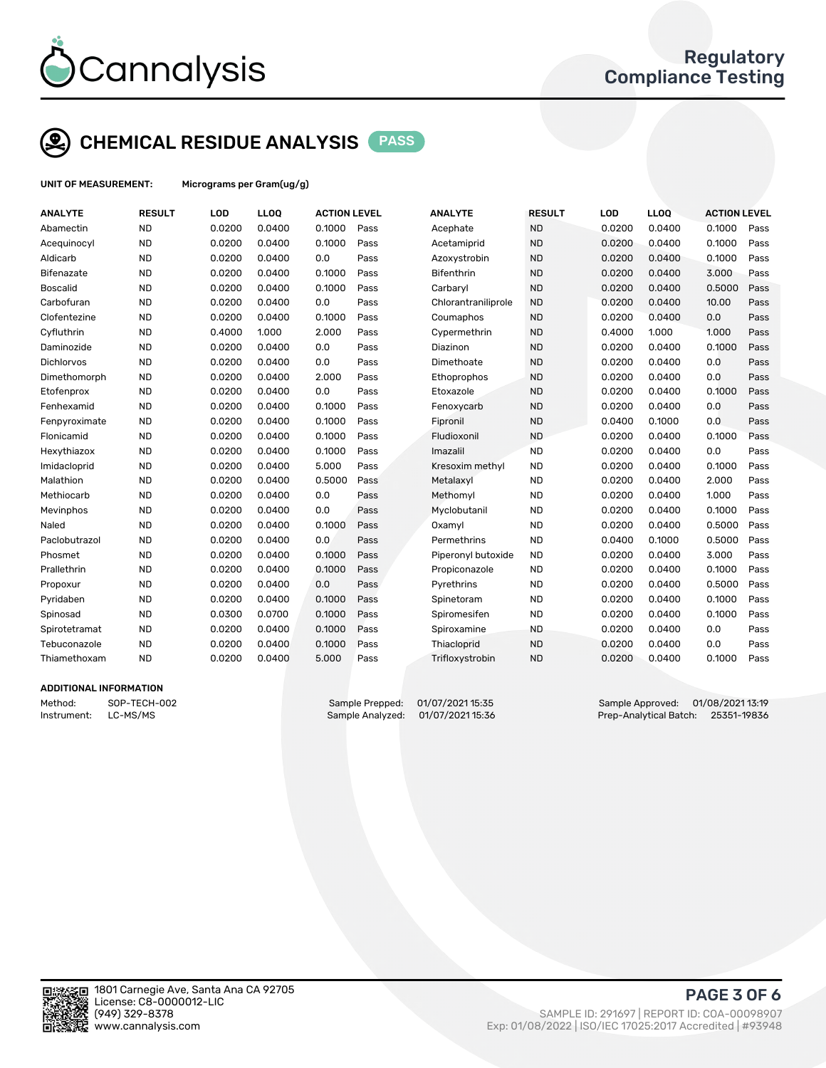# CHEMICAL RESIDUE ANALYSIS PASS

**UNIT OF MEASUREMENT:** Micrograms per Gram(ug/g)

| ANALYTE | RESULT | LOD | LLOQ | ACTION LEVEL | | ANALYTE | RESULT | LOD | LLOQ | ACTION LEVEL | |
|---|---|---|---|---|---|---|---|---|---|---|---|
| Abamectin | ND | 0.0200 | 0.0400 | 0.1000 | Pass | Acephate | ND | 0.0200 | 0.0400 | 0.1000 | Pass |
| Acequinocyl | ND | 0.0200 | 0.0400 | 0.1000 | Pass | Acetamiprid | ND | 0.0200 | 0.0400 | 0.1000 | Pass |
| Aldicarb | ND | 0.0200 | 0.0400 | 0.0 | Pass | Azoxystrobin | ND | 0.0200 | 0.0400 | 0.1000 | Pass |
| Bifenazate | ND | 0.0200 | 0.0400 | 0.1000 | Pass | Bifenthrin | ND | 0.0200 | 0.0400 | 3.000 | Pass |
| Boscalid | ND | 0.0200 | 0.0400 | 0.1000 | Pass | Carbaryl | ND | 0.0200 | 0.0400 | 0.5000 | Pass |
| Carbofuran | ND | 0.0200 | 0.0400 | 0.0 | Pass | Chlorantraniliprole | ND | 0.0200 | 0.0400 | 10.00 | Pass |
| Clofentezine | ND | 0.0200 | 0.0400 | 0.1000 | Pass | Coumaphos | ND | 0.0200 | 0.0400 | 0.0 | Pass |
| Cyfluthrin | ND | 0.4000 | 1.000 | 2.000 | Pass | Cypermethrin | ND | 0.4000 | 1.000 | 1.000 | Pass |
| Daminozide | ND | 0.0200 | 0.0400 | 0.0 | Pass | Diazinon | ND | 0.0200 | 0.0400 | 0.1000 | Pass |
| Dichlorvos | ND | 0.0200 | 0.0400 | 0.0 | Pass | Dimethoate | ND | 0.0200 | 0.0400 | 0.0 | Pass |
| Dimethomorph | ND | 0.0200 | 0.0400 | 2.000 | Pass | Ethoprophos | ND | 0.0200 | 0.0400 | 0.0 | Pass |
| Etofenprox | ND | 0.0200 | 0.0400 | 0.0 | Pass | Etoxazole | ND | 0.0200 | 0.0400 | 0.1000 | Pass |
| Fenhexamid | ND | 0.0200 | 0.0400 | 0.1000 | Pass | Fenoxycarb | ND | 0.0200 | 0.0400 | 0.0 | Pass |
| Fenpyroximate | ND | 0.0200 | 0.0400 | 0.1000 | Pass | Fipronil | ND | 0.0400 | 0.1000 | 0.0 | Pass |
| Flonicamid | ND | 0.0200 | 0.0400 | 0.1000 | Pass | Fludioxonil | ND | 0.0200 | 0.0400 | 0.1000 | Pass |
| Hexythiazox | ND | 0.0200 | 0.0400 | 0.1000 | Pass | Imazalil | ND | 0.0200 | 0.0400 | 0.0 | Pass |
| Imidacloprid | ND | 0.0200 | 0.0400 | 5.000 | Pass | Kresoxim methyl | ND | 0.0200 | 0.0400 | 0.1000 | Pass |
| Malathion | ND | 0.0200 | 0.0400 | 0.5000 | Pass | Metalaxyl | ND | 0.0200 | 0.0400 | 2.000 | Pass |
| Methiocarb | ND | 0.0200 | 0.0400 | 0.0 | Pass | Methomyl | ND | 0.0200 | 0.0400 | 1.000 | Pass |
| Mevinphos | ND | 0.0200 | 0.0400 | 0.0 | Pass | Myclobutanil | ND | 0.0200 | 0.0400 | 0.1000 | Pass |
| Naled | ND | 0.0200 | 0.0400 | 0.1000 | Pass | Oxamyl | ND | 0.0200 | 0.0400 | 0.5000 | Pass |
| Paclobutrazol | ND | 0.0200 | 0.0400 | 0.0 | Pass | Permethrins | ND | 0.0400 | 0.1000 | 0.5000 | Pass |
| Phosmet | ND | 0.0200 | 0.0400 | 0.1000 | Pass | Piperonyl butoxide | ND | 0.0200 | 0.0400 | 3.000 | Pass |
| Prallethrin | ND | 0.0200 | 0.0400 | 0.1000 | Pass | Propiconazole | ND | 0.0200 | 0.0400 | 0.1000 | Pass |
| Propoxur | ND | 0.0200 | 0.0400 | 0.0 | Pass | Pyrethrins | ND | 0.0200 | 0.0400 | 0.5000 | Pass |
| Pyridaben | ND | 0.0200 | 0.0400 | 0.1000 | Pass | Spinetoram | ND | 0.0200 | 0.0400 | 0.1000 | Pass |
| Spinosad | ND | 0.0300 | 0.0700 | 0.1000 | Pass | Spiromesifen | ND | 0.0200 | 0.0400 | 0.1000 | Pass |
| Spirotetramat | ND | 0.0200 | 0.0400 | 0.1000 | Pass | Spiroxamine | ND | 0.0200 | 0.0400 | 0.0 | Pass |
| Tebuconazole | ND | 0.0200 | 0.0400 | 0.1000 | Pass | Thiacloprid | ND | 0.0200 | 0.0400 | 0.0 | Pass |
| Thiamethoxam | ND | 0.0200 | 0.0400 | 5.000 | Pass | Trifloxystrobin | ND | 0.0200 | 0.0400 | 0.1000 | Pass |

## ADDITIONAL INFORMATION

Method: SOP-TECH-002
Instrument: LC-MS/MS

Sample Prepped: 01/07/2021 15:35
Sample Analyzed: 01/07/2021 15:36

Sample Approved: 01/08/2021 13:19
Prep-Analytical Batch: 25351-19836

1801 Carnegie Ave, Santa Ana CA 92705
License: C8-0000012-LIC
(949) 329-8378
www.cannalysis.com

SAMPLE ID: 291697 | REPORT ID: COA-00098907
Exp: 01/08/2022 | ISO/IEC 17025:2017 Accredited | #93948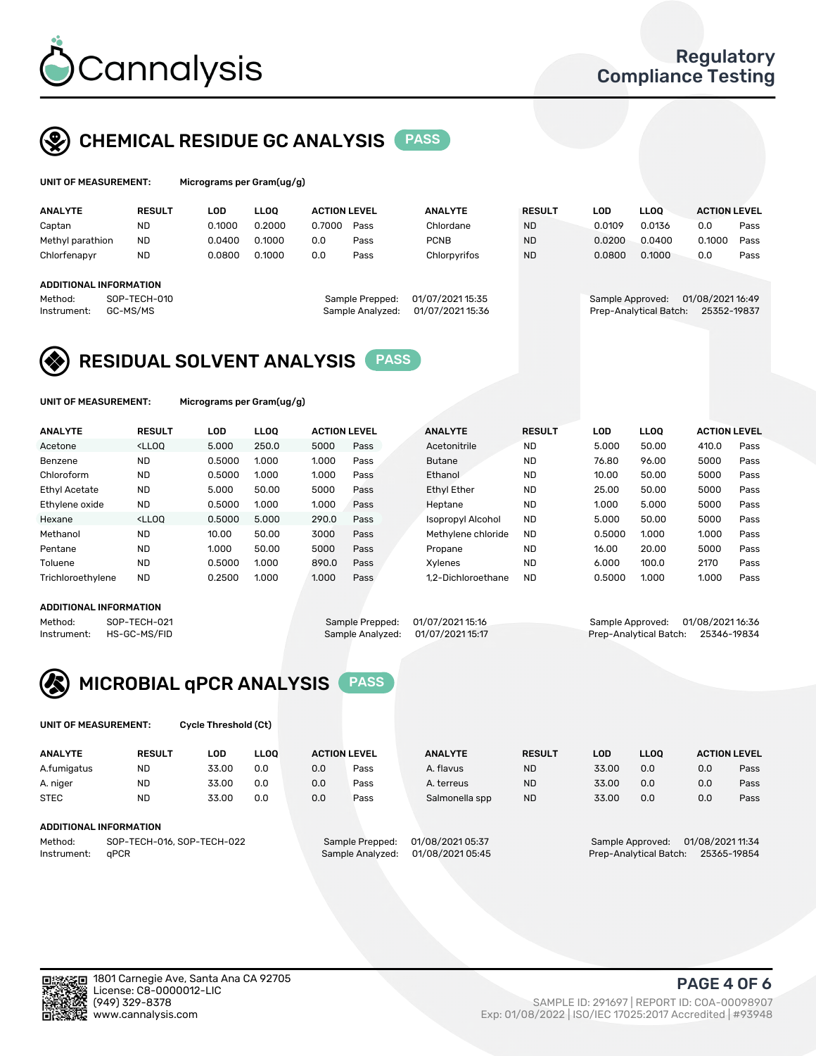# Cannalysis

Regulatory Compliance Testing

## CHEMICAL RESIDUE GC ANALYSIS PASS

**UNIT OF MEASUREMENT:** Micrograms per Gram(ug/g)

| ANALYTE | RESULT | LOD | LLOQ | ACTION LEVEL | | ANALYTE | RESULT | LOD | LLOQ | ACTION LEVEL | |
|---|---|---|---|---|---|---|---|---|---|---|---|
| Captan | ND | 0.1000 | 0.2000 | 0.7000 | Pass | Chlordane | ND | 0.0109 | 0.0136 | 0.0 | Pass |
| Methyl parathion | ND | 0.0400 | 0.1000 | 0.0 | Pass | PCNB | ND | 0.0200 | 0.0400 | 0.1000 | Pass |
| Chlorfenapyr | ND | 0.0800 | 0.1000 | 0.0 | Pass | Chlorpyrifos | ND | 0.0800 | 0.1000 | 0.0 | Pass |

**ADDITIONAL INFORMATION**

Method: SOP-TECH-010
Instrument: GC-MS/MS
Sample Prepped: 01/07/2021 15:35
Sample Analyzed: 01/07/2021 15:36
Sample Approved: 01/08/2021 16:49
Prep-Analytical Batch: 25352-19837

## RESIDUAL SOLVENT ANALYSIS PASS

**UNIT OF MEASUREMENT:** Micrograms per Gram(ug/g)

| ANALYTE | RESULT | LOD | LLOQ | ACTION LEVEL | | ANALYTE | RESULT | LOD | LLOQ | ACTION LEVEL | |
|---|---|---|---|---|---|---|---|---|---|---|---|
| Acetone | <LLOQ | 5.000 | 250.0 | 5000 | Pass | Acetonitrile | ND | 5.000 | 50.00 | 410.0 | Pass |
| Benzene | ND | 0.5000 | 1.000 | 1.000 | Pass | Butane | ND | 76.80 | 96.00 | 5000 | Pass |
| Chloroform | ND | 0.5000 | 1.000 | 1.000 | Pass | Ethanol | ND | 10.00 | 50.00 | 5000 | Pass |
| Ethyl Acetate | ND | 5.000 | 50.00 | 5000 | Pass | Ethyl Ether | ND | 25.00 | 50.00 | 5000 | Pass |
| Ethylene oxide | ND | 0.5000 | 1.000 | 1.000 | Pass | Heptane | ND | 1.000 | 5.000 | 5000 | Pass |
| Hexane | <LLOQ | 0.5000 | 5.000 | 290.0 | Pass | Isopropyl Alcohol | ND | 5.000 | 50.00 | 5000 | Pass |
| Methanol | ND | 10.00 | 50.00 | 3000 | Pass | Methylene chloride | ND | 0.5000 | 1.000 | 1.000 | Pass |
| Pentane | ND | 1.000 | 50.00 | 5000 | Pass | Propane | ND | 16.00 | 20.00 | 5000 | Pass |
| Toluene | ND | 0.5000 | 1.000 | 890.0 | Pass | Xylenes | ND | 6.000 | 100.0 | 2170 | Pass |
| Trichloroethylene | ND | 0.2500 | 1.000 | 1.000 | Pass | 1,2-Dichloroethane | ND | 0.5000 | 1.000 | 1.000 | Pass |

**ADDITIONAL INFORMATION**

Method: SOP-TECH-021
Instrument: HS-GC-MS/FID
Sample Prepped: 01/07/2021 15:16
Sample Analyzed: 01/07/2021 15:17
Sample Approved: 01/08/2021 16:36
Prep-Analytical Batch: 25346-19834

## MICROBIAL qPCR ANALYSIS PASS

**UNIT OF MEASUREMENT:** Cycle Threshold (Ct)

| ANALYTE | RESULT | LOD | LLOQ | ACTION LEVEL | | ANALYTE | RESULT | LOD | LLOQ | ACTION LEVEL | |
|---|---|---|---|---|---|---|---|---|---|---|---|
| A.fumigatus | ND | 33.00 | 0.0 | 0.0 | Pass | A. flavus | ND | 33.00 | 0.0 | 0.0 | Pass |
| A. niger | ND | 33.00 | 0.0 | 0.0 | Pass | A. terreus | ND | 33.00 | 0.0 | 0.0 | Pass |
| STEC | ND | 33.00 | 0.0 | 0.0 | Pass | Salmonella spp | ND | 33.00 | 0.0 | 0.0 | Pass |

**ADDITIONAL INFORMATION**

Method: SOP-TECH-016, SOP-TECH-022
Instrument: qPCR
Sample Prepped: 01/08/2021 05:37
Sample Analyzed: 01/08/2021 05:45
Sample Approved: 01/08/2021 11:34
Prep-Analytical Batch: 25365-19854

1801 Carnegie Ave, Santa Ana CA 92705
License: C8-0000012-LIC
(949) 329-8378
www.cannalysis.com

SAMPLE ID: 291697 | REPORT ID: COA-00098907
Exp: 01/08/2022 | ISO/IEC 17025:2017 Accredited | #93948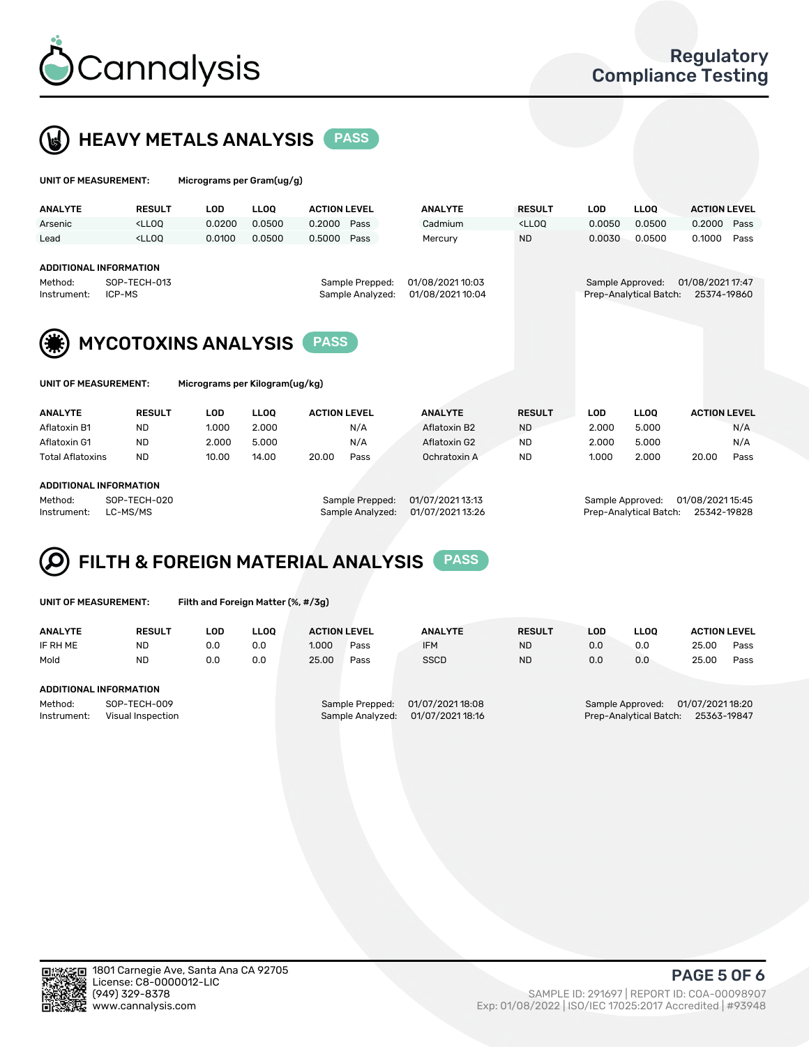# Cannalysis

Regulatory Compliance Testing

## HEAVY METALS ANALYSIS PASS

**UNIT OF MEASUREMENT:** Micrograms per Gram(ug/g)

| ANALYTE | RESULT | LOD | LLOQ | ACTION LEVEL | | ANALYTE | RESULT | LOD | LLOQ | ACTION LEVEL | |
|---|---|---|---|---|---|---|---|---|---|---|---|
| Arsenic | <LLOQ | 0.0200 | 0.0500 | 0.2000 | Pass | Cadmium | <LLOQ | 0.0050 | 0.0500 | 0.2000 | Pass |
| Lead | <LLOQ | 0.0100 | 0.0500 | 0.5000 | Pass | Mercury | ND | 0.0030 | 0.0500 | 0.1000 | Pass |

**ADDITIONAL INFORMATION**

Method: SOP-TECH-013
Instrument: ICP-MS
Sample Prepped: 01/08/2021 10:03
Sample Analyzed: 01/08/2021 10:04
Sample Approved: 01/08/2021 17:47
Prep-Analytical Batch: 25374-19860

## MYCOTOXINS ANALYSIS PASS

**UNIT OF MEASUREMENT:** Micrograms per Kilogram(ug/kg)

| ANALYTE | RESULT | LOD | LLOQ | ACTION LEVEL | | ANALYTE | RESULT | LOD | LLOQ | ACTION LEVEL | |
|---|---|---|---|---|---|---|---|---|---|---|---|
| Aflatoxin B1 | ND | 1.000 | 2.000 | | N/A | Aflatoxin B2 | ND | 2.000 | 5.000 | | N/A |
| Aflatoxin G1 | ND | 2.000 | 5.000 | | N/A | Aflatoxin G2 | ND | 2.000 | 5.000 | | N/A |
| Total Aflatoxins | ND | 10.00 | 14.00 | 20.00 | Pass | Ochratoxin A | ND | 1.000 | 2.000 | 20.00 | Pass |

**ADDITIONAL INFORMATION**

Method: SOP-TECH-020
Instrument: LC-MS/MS
Sample Prepped: 01/07/2021 13:13
Sample Analyzed: 01/07/2021 13:26
Sample Approved: 01/08/2021 15:45
Prep-Analytical Batch: 25342-19828

## FILTH & FOREIGN MATERIAL ANALYSIS PASS

**UNIT OF MEASUREMENT:** Filth and Foreign Matter (%, #/3g)

| ANALYTE | RESULT | LOD | LLOQ | ACTION LEVEL | | ANALYTE | RESULT | LOD | LLOQ | ACTION LEVEL | |
|---|---|---|---|---|---|---|---|---|---|---|---|
| IF RH ME | ND | 0.0 | 0.0 | 1.000 | Pass | IFM | ND | 0.0 | 0.0 | 25.00 | Pass |
| Mold | ND | 0.0 | 0.0 | 25.00 | Pass | SSCD | ND | 0.0 | 0.0 | 25.00 | Pass |

**ADDITIONAL INFORMATION**

Method: SOP-TECH-009
Instrument: Visual Inspection
Sample Prepped: 01/07/2021 18:08
Sample Analyzed: 01/07/2021 18:16
Sample Approved: 01/07/2021 18:20
Prep-Analytical Batch: 25363-19847

1801 Carnegie Ave, Santa Ana CA 92705
License: C8-0000012-LIC
(949) 329-8378
www.cannalysis.com

SAMPLE ID: 291697 | REPORT ID: COA-00098907
Exp: 01/08/2022 | ISO/IEC 17025:2017 Accredited | #93948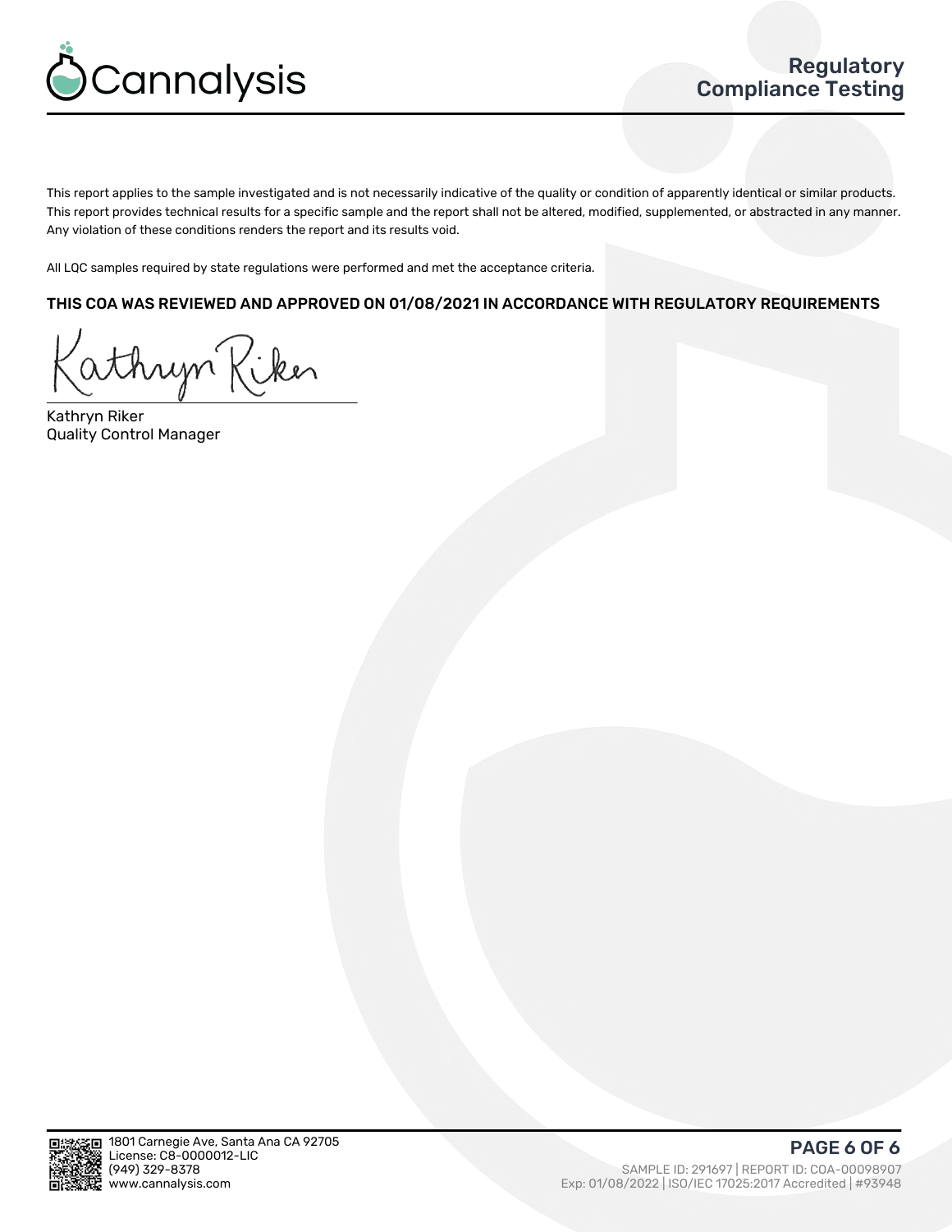This report applies to the sample investigated and is not necessarily indicative of the quality or condition of apparently identical or similar products. This report provides technical results for a specific sample and the report shall not be altered, modified, supplemented, or abstracted in any manner. Any violation of these conditions renders the report and its results void.

All LQC samples required by state regulations were performed and met the acceptance criteria.

**THIS COA WAS REVIEWED AND APPROVED ON 01/08/2021 IN ACCORDANCE WITH REGULATORY REQUIREMENTS**

Kathryn Riker
Quality Control Manager